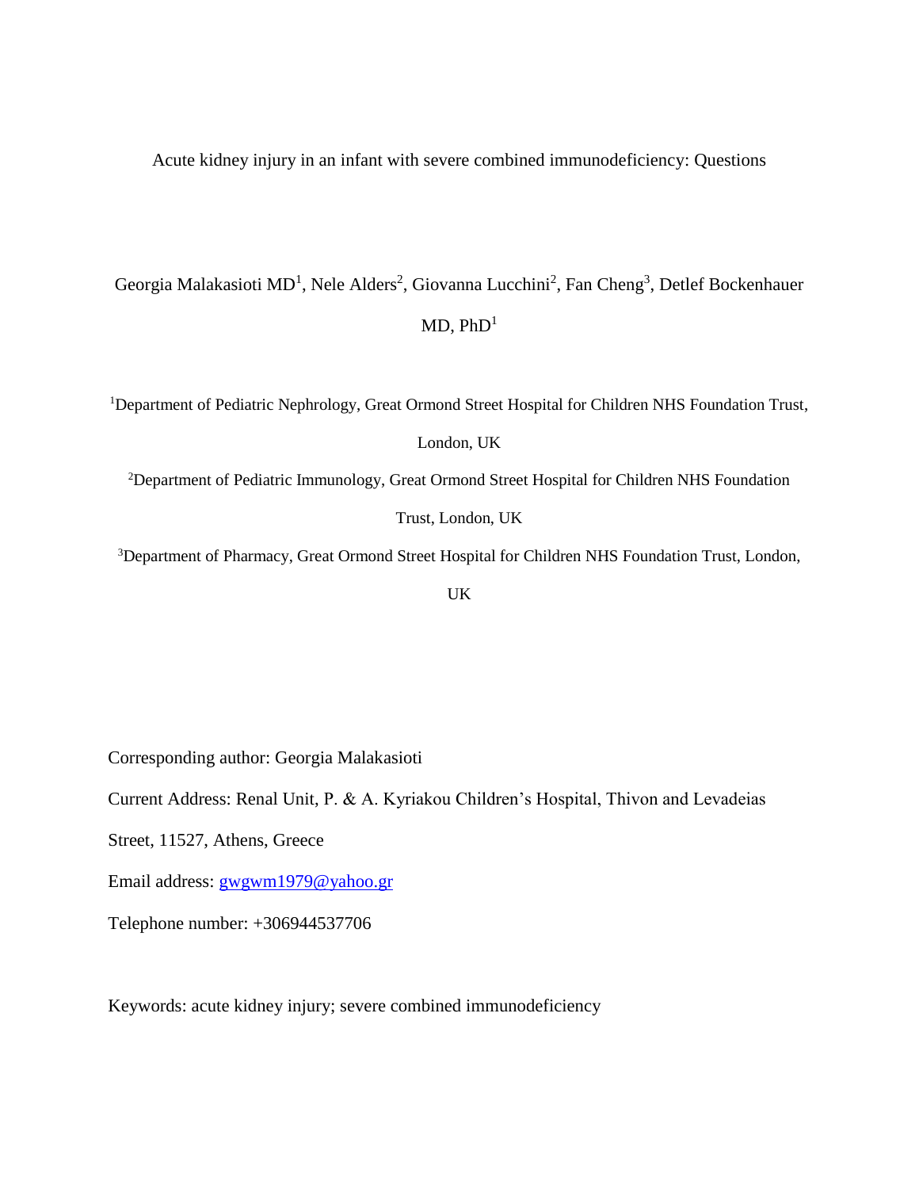# Acute kidney injury in an infant with severe combined immunodeficiency: Questions

Georgia Malakasioti MD[1], Nele Alders[2], Giovanna Lucchini[2], Fan Cheng[3], Detlef Bockenhauer MD, PhD[1]

[1]Department of Pediatric Nephrology, Great Ormond Street Hospital for Children NHS Foundation Trust, London, UK

[2]Department of Pediatric Immunology, Great Ormond Street Hospital for Children NHS Foundation Trust, London, UK

[3]Department of Pharmacy, Great Ormond Street Hospital for Children NHS Foundation Trust, London, UK

Corresponding author: Georgia Malakasioti

Current Address: Renal Unit, P. & A. Kyriakou Children's Hospital, Thivon and Levadeias Street, 11527, Athens, Greece

Email address: gwgwm1979@yahoo.gr

Telephone number: +306944537706

Keywords: acute kidney injury; severe combined immunodeficiency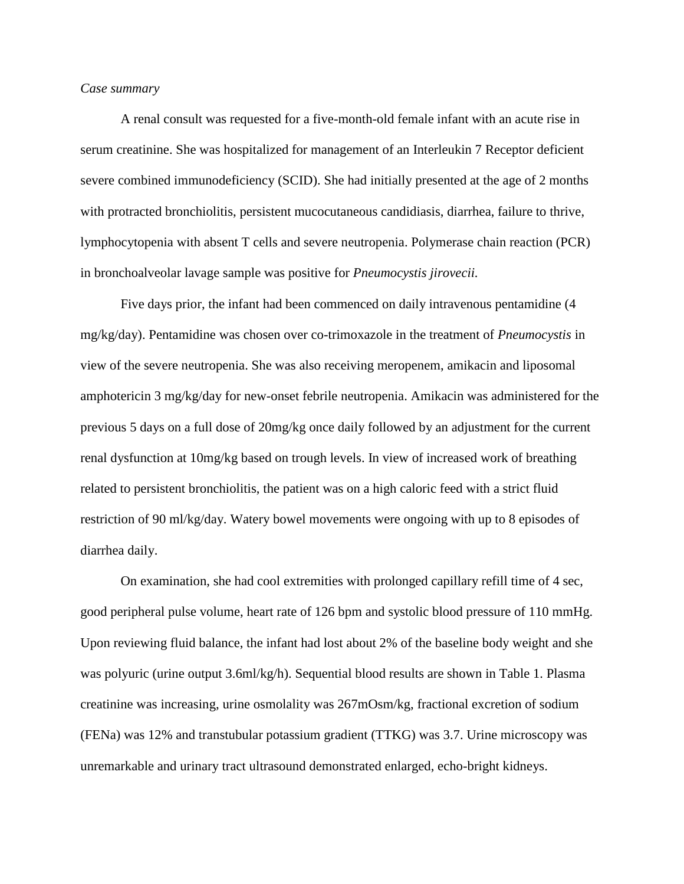*Case summary*

A renal consult was requested for a five-month-old female infant with an acute rise in serum creatinine. She was hospitalized for management of an Interleukin 7 Receptor deficient severe combined immunodeficiency (SCID). She had initially presented at the age of 2 months with protracted bronchiolitis, persistent mucocutaneous candidiasis, diarrhea, failure to thrive, lymphocytopenia with absent T cells and severe neutropenia. Polymerase chain reaction (PCR) in bronchoalveolar lavage sample was positive for *Pneumocystis jirovecii.*

Five days prior, the infant had been commenced on daily intravenous pentamidine (4 mg/kg/day). Pentamidine was chosen over co-trimoxazole in the treatment of *Pneumocystis* in view of the severe neutropenia. She was also receiving meropenem, amikacin and liposomal amphotericin 3 mg/kg/day for new-onset febrile neutropenia. Amikacin was administered for the previous 5 days on a full dose of 20mg/kg once daily followed by an adjustment for the current renal dysfunction at 10mg/kg based on trough levels. In view of increased work of breathing related to persistent bronchiolitis, the patient was on a high caloric feed with a strict fluid restriction of 90 ml/kg/day. Watery bowel movements were ongoing with up to 8 episodes of diarrhea daily.

On examination, she had cool extremities with prolonged capillary refill time of 4 sec, good peripheral pulse volume, heart rate of 126 bpm and systolic blood pressure of 110 mmHg. Upon reviewing fluid balance, the infant had lost about 2% of the baseline body weight and she was polyuric (urine output 3.6ml/kg/h). Sequential blood results are shown in Table 1. Plasma creatinine was increasing, urine osmolality was 267mOsm/kg, fractional excretion of sodium (FENa) was 12% and transtubular potassium gradient (TTKG) was 3.7. Urine microscopy was unremarkable and urinary tract ultrasound demonstrated enlarged, echo-bright kidneys.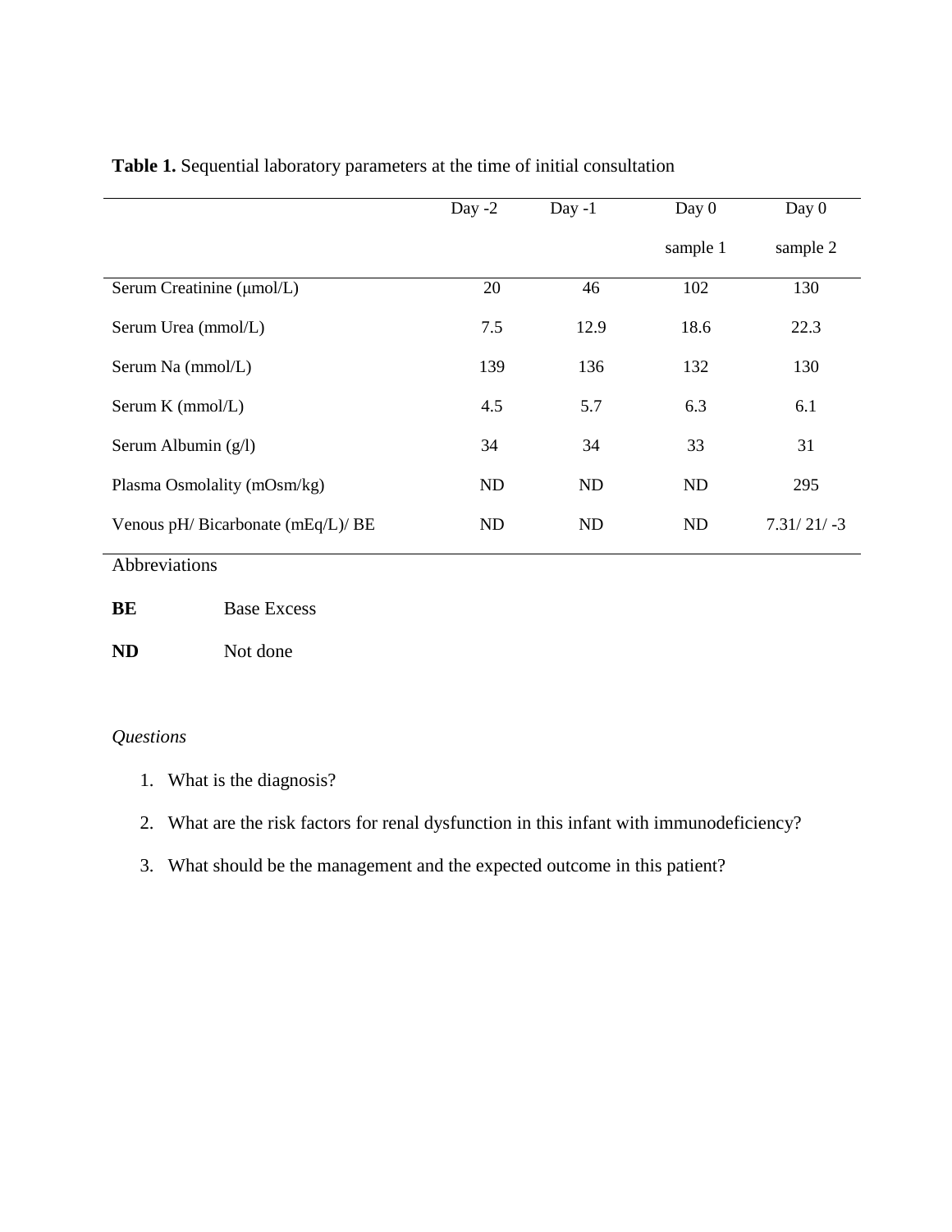**Table 1.** Sequential laboratory parameters at the time of initial consultation

| | Day -2 | Day -1 | Day 0 sample 1 | Day 0 sample 2 |
|---|---|---|---|---|
| Serum Creatinine (μmol/L) | 20 | 46 | 102 | 130 |
| Serum Urea (mmol/L) | 7.5 | 12.9 | 18.6 | 22.3 |
| Serum Na (mmol/L) | 139 | 136 | 132 | 130 |
| Serum K (mmol/L) | 4.5 | 5.7 | 6.3 | 6.1 |
| Serum Albumin (g/l) | 34 | 34 | 33 | 31 |
| Plasma Osmolality (mOsm/kg) | ND | ND | ND | 295 |
| Venous pH/ Bicarbonate (mEq/L)/ BE | ND | ND | ND | 7.31/ 21/ -3 |

Abbreviations

**BE** Base Excess

**ND** Not done

*Questions*

1. What is the diagnosis?
2. What are the risk factors for renal dysfunction in this infant with immunodeficiency?
3. What should be the management and the expected outcome in this patient?